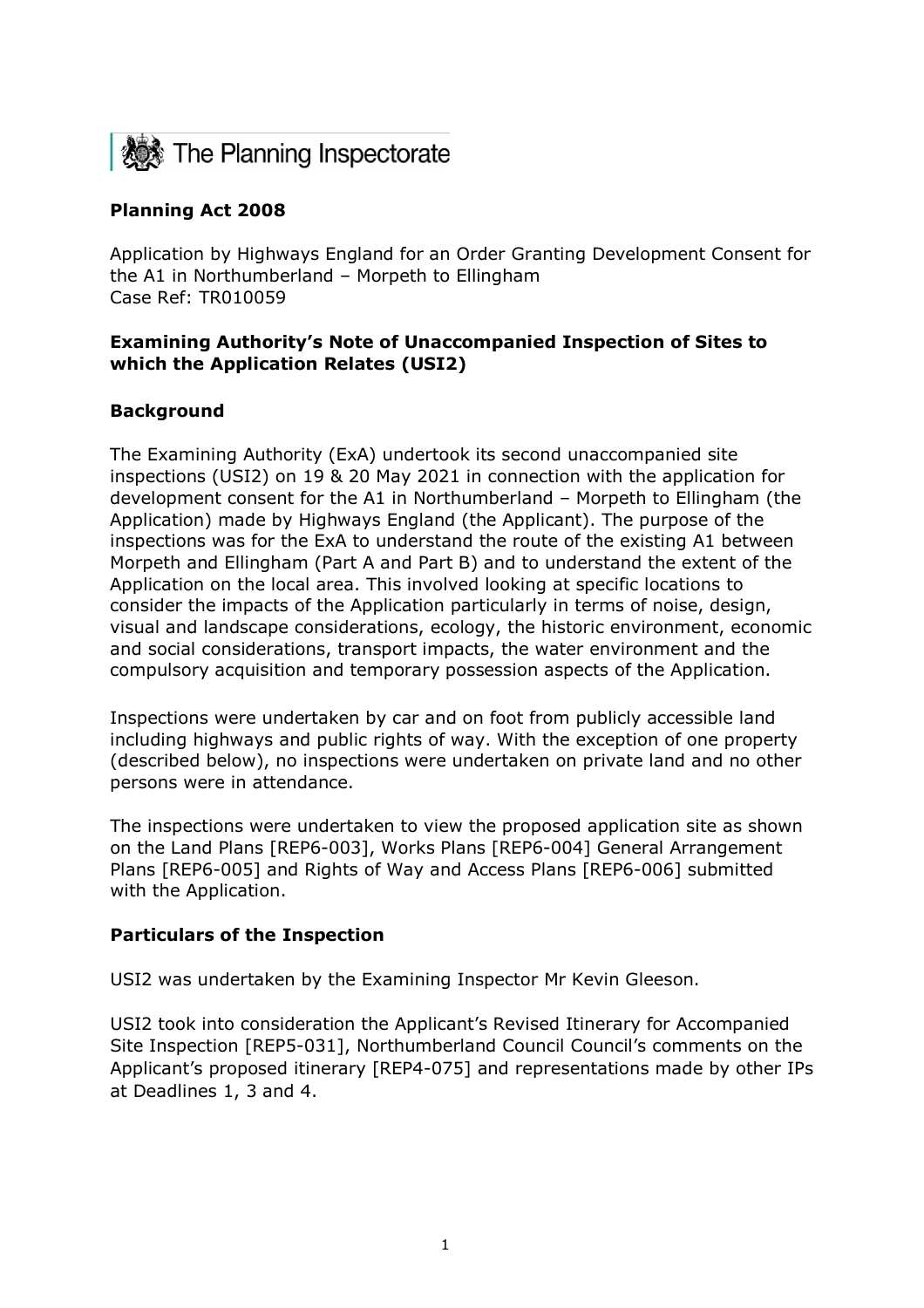The Planning Inspectorate

**Planning Act 2008**

Application by Highways England for an Order Granting Development Consent for the A1 in Northumberland – Morpeth to Ellingham
Case Ref: TR010059

**Examining Authority's Note of Unaccompanied Inspection of Sites to which the Application Relates (USI2)**

## Background

The Examining Authority (ExA) undertook its second unaccompanied site inspections (USI2) on 19 & 20 May 2021 in connection with the application for development consent for the A1 in Northumberland – Morpeth to Ellingham (the Application) made by Highways England (the Applicant). The purpose of the inspections was for the ExA to understand the route of the existing A1 between Morpeth and Ellingham (Part A and Part B) and to understand the extent of the Application on the local area. This involved looking at specific locations to consider the impacts of the Application particularly in terms of noise, design, visual and landscape considerations, ecology, the historic environment, economic and social considerations, transport impacts, the water environment and the compulsory acquisition and temporary possession aspects of the Application.

Inspections were undertaken by car and on foot from publicly accessible land including highways and public rights of way. With the exception of one property (described below), no inspections were undertaken on private land and no other persons were in attendance.

The inspections were undertaken to view the proposed application site as shown on the Land Plans [REP6-003], Works Plans [REP6-004] General Arrangement Plans [REP6-005] and Rights of Way and Access Plans [REP6-006] submitted with the Application.

## Particulars of the Inspection

USI2 was undertaken by the Examining Inspector Mr Kevin Gleeson.

USI2 took into consideration the Applicant's Revised Itinerary for Accompanied Site Inspection [REP5-031], Northumberland Council Council's comments on the Applicant's proposed itinerary [REP4-075] and representations made by other IPs at Deadlines 1, 3 and 4.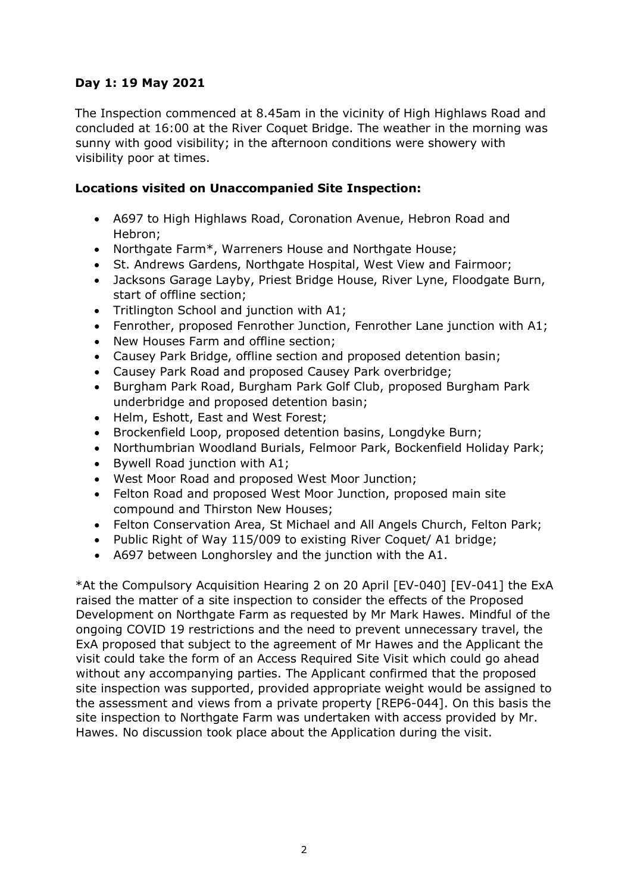**Day 1: 19 May 2021**

The Inspection commenced at 8.45am in the vicinity of High Highlaws Road and concluded at 16:00 at the River Coquet Bridge. The weather in the morning was sunny with good visibility; in the afternoon conditions were showery with visibility poor at times.

**Locations visited on Unaccompanied Site Inspection:**

- A697 to High Highlaws Road, Coronation Avenue, Hebron Road and Hebron;
- Northgate Farm*, Warreners House and Northgate House;
- St. Andrews Gardens, Northgate Hospital, West View and Fairmoor;
- Jacksons Garage Layby, Priest Bridge House, River Lyne, Floodgate Burn, start of offline section;
- Tritlington School and junction with A1;
- Fenrother, proposed Fenrother Junction, Fenrother Lane junction with A1;
- New Houses Farm and offline section;
- Causey Park Bridge, offline section and proposed detention basin;
- Causey Park Road and proposed Causey Park overbridge;
- Burgham Park Road, Burgham Park Golf Club, proposed Burgham Park underbridge and proposed detention basin;
- Helm, Eshott, East and West Forest;
- Brockenfield Loop, proposed detention basins, Longdyke Burn;
- Northumbrian Woodland Burials, Felmoor Park, Bockenfield Holiday Park;
- Bywell Road junction with A1;
- West Moor Road and proposed West Moor Junction;
- Felton Road and proposed West Moor Junction, proposed main site compound and Thirston New Houses;
- Felton Conservation Area, St Michael and All Angels Church, Felton Park;
- Public Right of Way 115/009 to existing River Coquet/ A1 bridge;
- A697 between Longhorsley and the junction with the A1.

*At the Compulsory Acquisition Hearing 2 on 20 April [EV-040] [EV-041] the ExA raised the matter of a site inspection to consider the effects of the Proposed Development on Northgate Farm as requested by Mr Mark Hawes. Mindful of the ongoing COVID 19 restrictions and the need to prevent unnecessary travel, the ExA proposed that subject to the agreement of Mr Hawes and the Applicant the visit could take the form of an Access Required Site Visit which could go ahead without any accompanying parties. The Applicant confirmed that the proposed site inspection was supported, provided appropriate weight would be assigned to the assessment and views from a private property [REP6-044]. On this basis the site inspection to Northgate Farm was undertaken with access provided by Mr. Hawes. No discussion took place about the Application during the visit.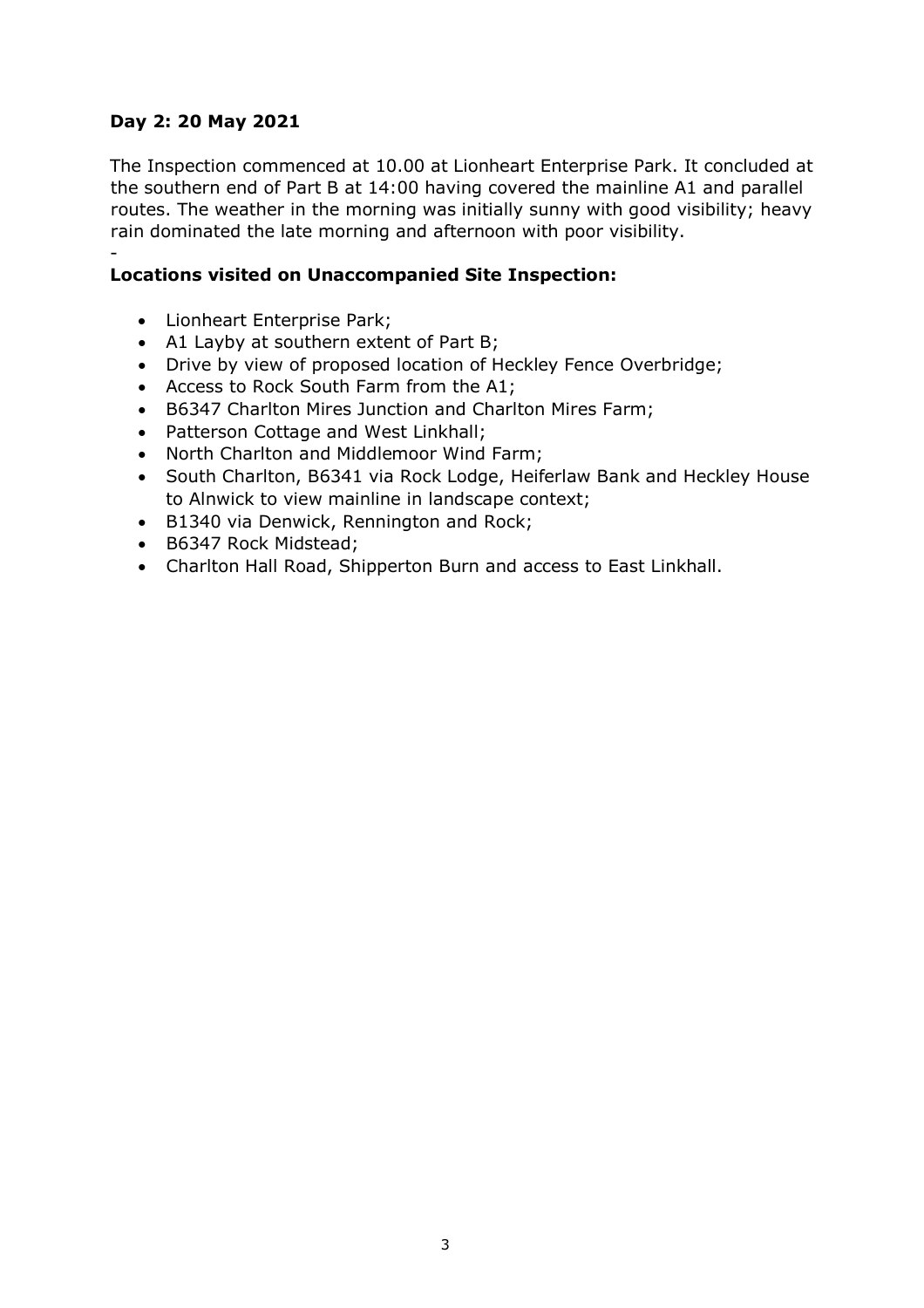**Day 2: 20 May 2021**

The Inspection commenced at 10.00 at Lionheart Enterprise Park. It concluded at the southern end of Part B at 14:00 having covered the mainline A1 and parallel routes. The weather in the morning was initially sunny with good visibility; heavy rain dominated the late morning and afternoon with poor visibility.

-

**Locations visited on Unaccompanied Site Inspection:**

- Lionheart Enterprise Park;
- A1 Layby at southern extent of Part B;
- Drive by view of proposed location of Heckley Fence Overbridge;
- Access to Rock South Farm from the A1;
- B6347 Charlton Mires Junction and Charlton Mires Farm;
- Patterson Cottage and West Linkhall;
- North Charlton and Middlemoor Wind Farm;
- South Charlton, B6341 via Rock Lodge, Heiferlaw Bank and Heckley House to Alnwick to view mainline in landscape context;
- B1340 via Denwick, Rennington and Rock;
- B6347 Rock Midstead;
- Charlton Hall Road, Shipperton Burn and access to East Linkhall.